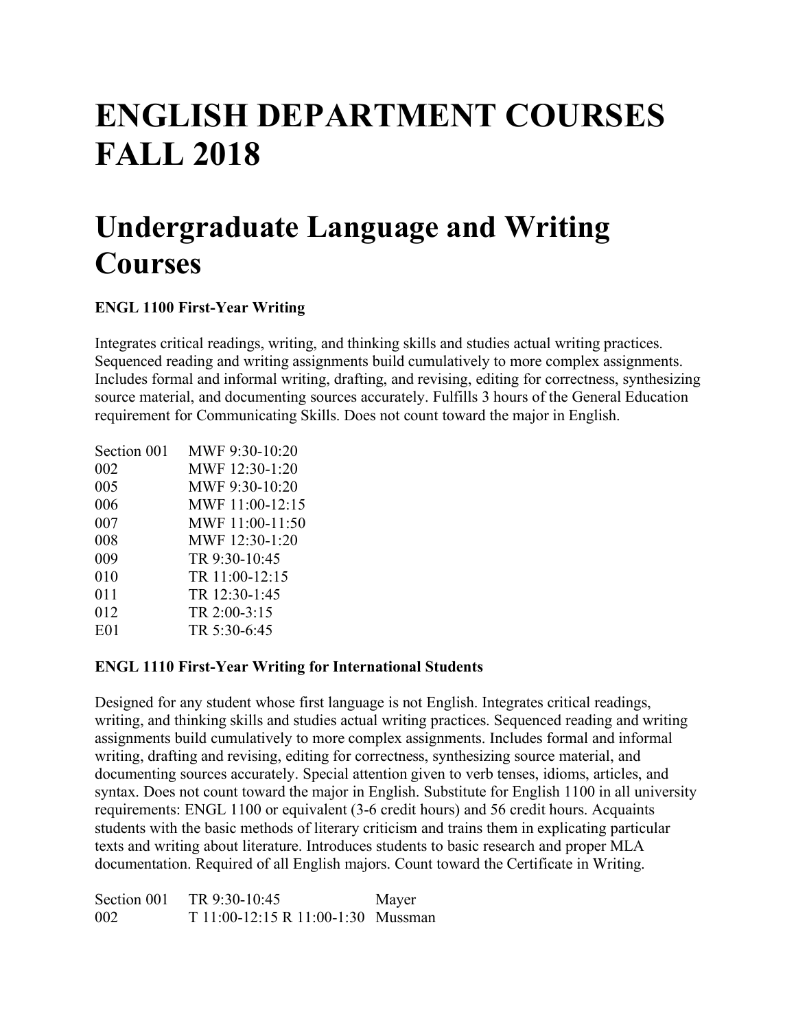# ENGLISH DEPARTMENT COURSES FALL 2018

## Undergraduate Language and Writing Courses

**ENGL 1100 First-Year Writing**

Integrates critical readings, writing, and thinking skills and studies actual writing practices. Sequenced reading and writing assignments build cumulatively to more complex assignments. Includes formal and informal writing, drafting, and revising, editing for correctness, synthesizing source material, and documenting sources accurately. Fulfills 3 hours of the General Education requirement for Communicating Skills. Does not count toward the major in English.

| | |
|---|---|
| Section 001 | MWF 9:30-10:20 |
| 002 | MWF 12:30-1:20 |
| 005 | MWF 9:30-10:20 |
| 006 | MWF 11:00-12:15 |
| 007 | MWF 11:00-11:50 |
| 008 | MWF 12:30-1:20 |
| 009 | TR 9:30-10:45 |
| 010 | TR 11:00-12:15 |
| 011 | TR 12:30-1:45 |
| 012 | TR 2:00-3:15 |
| E01 | TR 5:30-6:45 |

**ENGL 1110 First-Year Writing for International Students**

Designed for any student whose first language is not English. Integrates critical readings, writing, and thinking skills and studies actual writing practices. Sequenced reading and writing assignments build cumulatively to more complex assignments. Includes formal and informal writing, drafting and revising, editing for correctness, synthesizing source material, and documenting sources accurately. Special attention given to verb tenses, idioms, articles, and syntax. Does not count toward the major in English. Substitute for English 1100 in all university requirements: ENGL 1100 or equivalent (3-6 credit hours) and 56 credit hours. Acquaints students with the basic methods of literary criticism and trains them in explicating particular texts and writing about literature. Introduces students to basic research and proper MLA documentation. Required of all English majors. Count toward the Certificate in Writing.

| | | |
|---|---|---|
| Section 001 | TR 9:30-10:45 | Mayer |
| 002 | T 11:00-12:15 R 11:00-1:30 | Mussman |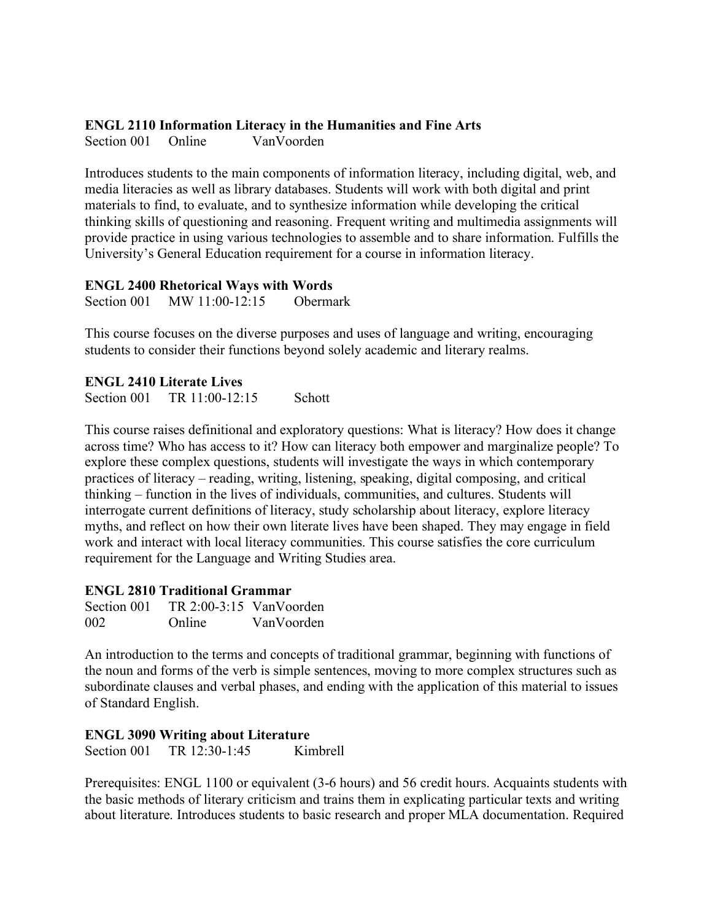**ENGL 2110 Information Literacy in the Humanities and Fine Arts**
Section 001 Online VanVoorden

Introduces students to the main components of information literacy, including digital, web, and media literacies as well as library databases. Students will work with both digital and print materials to find, to evaluate, and to synthesize information while developing the critical thinking skills of questioning and reasoning. Frequent writing and multimedia assignments will provide practice in using various technologies to assemble and to share information. Fulfills the University's General Education requirement for a course in information literacy.

**ENGL 2400 Rhetorical Ways with Words**
Section 001 MW 11:00-12:15 Obermark

This course focuses on the diverse purposes and uses of language and writing, encouraging students to consider their functions beyond solely academic and literary realms.

**ENGL 2410 Literate Lives**
Section 001 TR 11:00-12:15 Schott

This course raises definitional and exploratory questions: What is literacy? How does it change across time? Who has access to it? How can literacy both empower and marginalize people? To explore these complex questions, students will investigate the ways in which contemporary practices of literacy – reading, writing, listening, speaking, digital composing, and critical thinking – function in the lives of individuals, communities, and cultures. Students will interrogate current definitions of literacy, study scholarship about literacy, explore literacy myths, and reflect on how their own literate lives have been shaped. They may engage in field work and interact with local literacy communities. This course satisfies the core curriculum requirement for the Language and Writing Studies area.

**ENGL 2810 Traditional Grammar**
Section 001 TR 2:00-3:15 VanVoorden
002 Online VanVoorden

An introduction to the terms and concepts of traditional grammar, beginning with functions of the noun and forms of the verb is simple sentences, moving to more complex structures such as subordinate clauses and verbal phases, and ending with the application of this material to issues of Standard English.

**ENGL 3090 Writing about Literature**
Section 001 TR 12:30-1:45 Kimbrell

Prerequisites: ENGL 1100 or equivalent (3-6 hours) and 56 credit hours. Acquaints students with the basic methods of literary criticism and trains them in explicating particular texts and writing about literature. Introduces students to basic research and proper MLA documentation. Required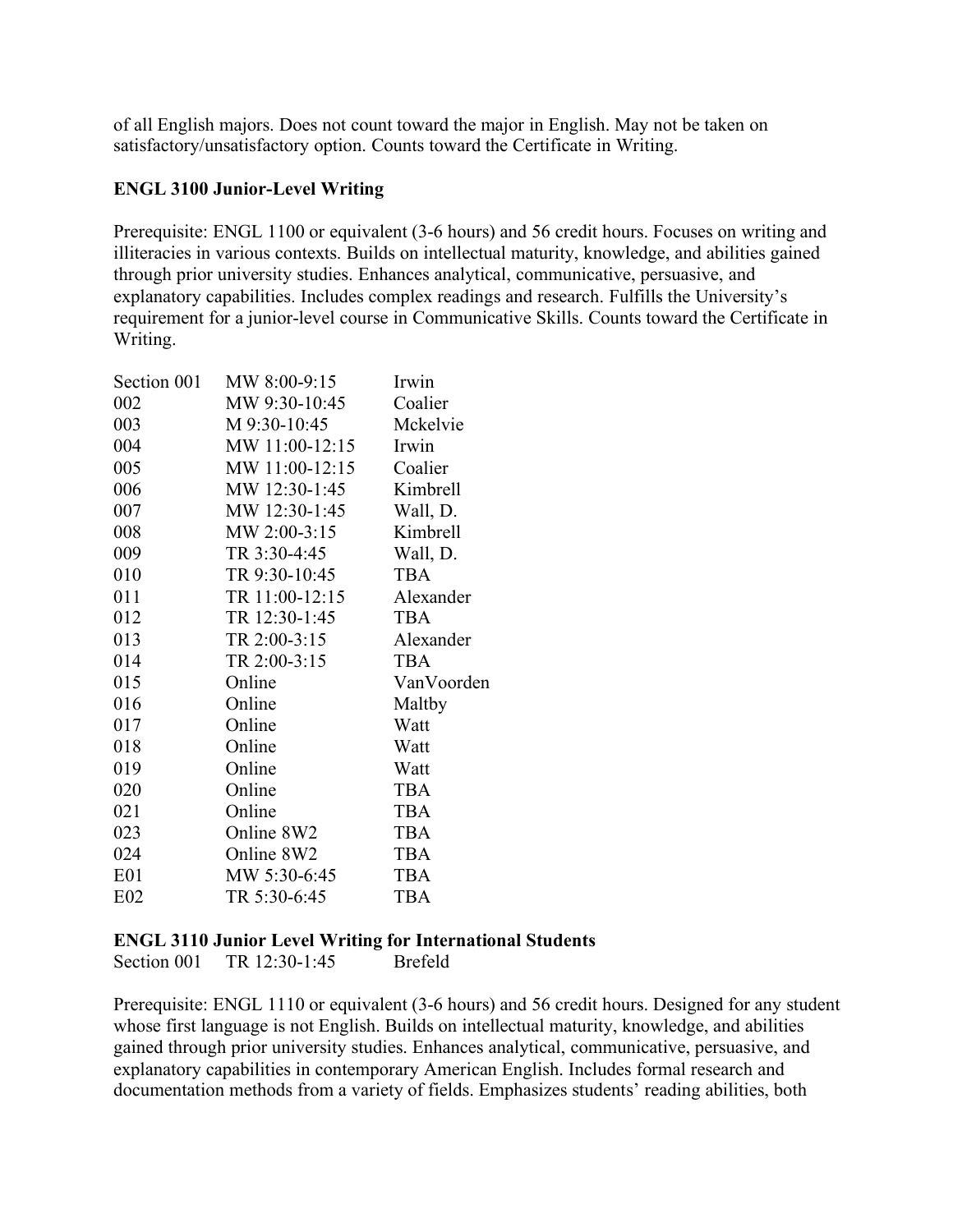of all English majors. Does not count toward the major in English. May not be taken on satisfactory/unsatisfactory option. Counts toward the Certificate in Writing.

**ENGL 3100 Junior-Level Writing**

Prerequisite: ENGL 1100 or equivalent (3-6 hours) and 56 credit hours. Focuses on writing and illiteracies in various contexts. Builds on intellectual maturity, knowledge, and abilities gained through prior university studies. Enhances analytical, communicative, persuasive, and explanatory capabilities. Includes complex readings and research. Fulfills the University's requirement for a junior-level course in Communicative Skills. Counts toward the Certificate in Writing.

| | | |
|---|---|---|
| Section 001 | MW 8:00-9:15 | Irwin |
| 002 | MW 9:30-10:45 | Coalier |
| 003 | M 9:30-10:45 | Mckelvie |
| 004 | MW 11:00-12:15 | Irwin |
| 005 | MW 11:00-12:15 | Coalier |
| 006 | MW 12:30-1:45 | Kimbrell |
| 007 | MW 12:30-1:45 | Wall, D. |
| 008 | MW 2:00-3:15 | Kimbrell |
| 009 | TR 3:30-4:45 | Wall, D. |
| 010 | TR 9:30-10:45 | TBA |
| 011 | TR 11:00-12:15 | Alexander |
| 012 | TR 12:30-1:45 | TBA |
| 013 | TR 2:00-3:15 | Alexander |
| 014 | TR 2:00-3:15 | TBA |
| 015 | Online | VanVoorden |
| 016 | Online | Maltby |
| 017 | Online | Watt |
| 018 | Online | Watt |
| 019 | Online | Watt |
| 020 | Online | TBA |
| 021 | Online | TBA |
| 023 | Online 8W2 | TBA |
| 024 | Online 8W2 | TBA |
| E01 | MW 5:30-6:45 | TBA |
| E02 | TR 5:30-6:45 | TBA |

**ENGL 3110 Junior Level Writing for International Students**

Section 001 TR 12:30-1:45 Brefeld

Prerequisite: ENGL 1110 or equivalent (3-6 hours) and 56 credit hours. Designed for any student whose first language is not English. Builds on intellectual maturity, knowledge, and abilities gained through prior university studies. Enhances analytical, communicative, persuasive, and explanatory capabilities in contemporary American English. Includes formal research and documentation methods from a variety of fields. Emphasizes students' reading abilities, both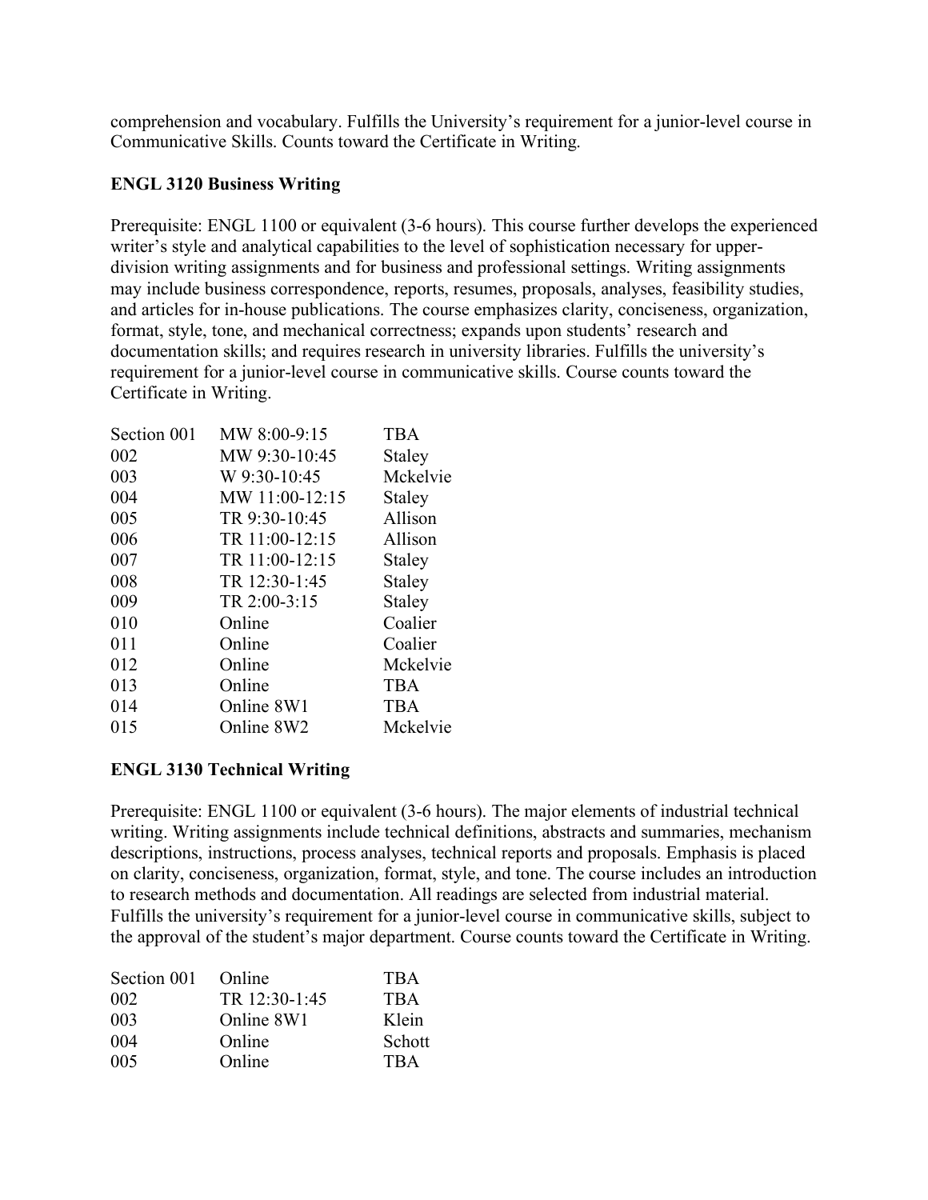comprehension and vocabulary. Fulfills the University's requirement for a junior-level course in Communicative Skills. Counts toward the Certificate in Writing.

**ENGL 3120 Business Writing**

Prerequisite: ENGL 1100 or equivalent (3-6 hours). This course further develops the experienced writer's style and analytical capabilities to the level of sophistication necessary for upper-division writing assignments and for business and professional settings. Writing assignments may include business correspondence, reports, resumes, proposals, analyses, feasibility studies, and articles for in-house publications. The course emphasizes clarity, conciseness, organization, format, style, tone, and mechanical correctness; expands upon students' research and documentation skills; and requires research in university libraries. Fulfills the university's requirement for a junior-level course in communicative skills. Course counts toward the Certificate in Writing.

| | | |
|---|---|---|
| Section 001 | MW 8:00-9:15 | TBA |
| 002 | MW 9:30-10:45 | Staley |
| 003 | W 9:30-10:45 | Mckelvie |
| 004 | MW 11:00-12:15 | Staley |
| 005 | TR 9:30-10:45 | Allison |
| 006 | TR 11:00-12:15 | Allison |
| 007 | TR 11:00-12:15 | Staley |
| 008 | TR 12:30-1:45 | Staley |
| 009 | TR 2:00-3:15 | Staley |
| 010 | Online | Coalier |
| 011 | Online | Coalier |
| 012 | Online | Mckelvie |
| 013 | Online | TBA |
| 014 | Online 8W1 | TBA |
| 015 | Online 8W2 | Mckelvie |

**ENGL 3130 Technical Writing**

Prerequisite: ENGL 1100 or equivalent (3-6 hours). The major elements of industrial technical writing. Writing assignments include technical definitions, abstracts and summaries, mechanism descriptions, instructions, process analyses, technical reports and proposals. Emphasis is placed on clarity, conciseness, organization, format, style, and tone. The course includes an introduction to research methods and documentation. All readings are selected from industrial material. Fulfills the university's requirement for a junior-level course in communicative skills, subject to the approval of the student's major department. Course counts toward the Certificate in Writing.

| | | |
|---|---|---|
| Section 001 | Online | TBA |
| 002 | TR 12:30-1:45 | TBA |
| 003 | Online 8W1 | Klein |
| 004 | Online | Schott |
| 005 | Online | TBA |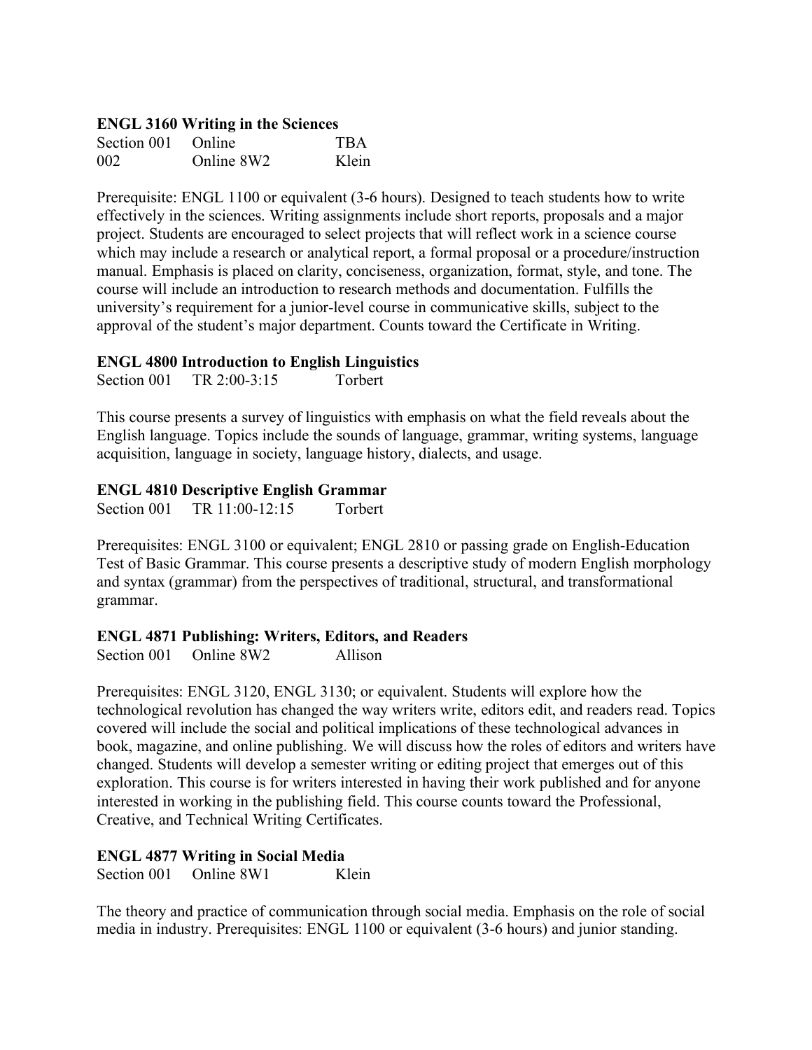**ENGL 3160 Writing in the Sciences**

| | | |
|---|---|---|
| Section 001 | Online | TBA |
| 002 | Online 8W2 | Klein |

Prerequisite: ENGL 1100 or equivalent (3-6 hours). Designed to teach students how to write effectively in the sciences. Writing assignments include short reports, proposals and a major project. Students are encouraged to select projects that will reflect work in a science course which may include a research or analytical report, a formal proposal or a procedure/instruction manual. Emphasis is placed on clarity, conciseness, organization, format, style, and tone. The course will include an introduction to research methods and documentation. Fulfills the university's requirement for a junior-level course in communicative skills, subject to the approval of the student's major department. Counts toward the Certificate in Writing.

**ENGL 4800 Introduction to English Linguistics**

Section 001 TR 2:00-3:15 Torbert

This course presents a survey of linguistics with emphasis on what the field reveals about the English language. Topics include the sounds of language, grammar, writing systems, language acquisition, language in society, language history, dialects, and usage.

**ENGL 4810 Descriptive English Grammar**

Section 001 TR 11:00-12:15 Torbert

Prerequisites: ENGL 3100 or equivalent; ENGL 2810 or passing grade on English-Education Test of Basic Grammar. This course presents a descriptive study of modern English morphology and syntax (grammar) from the perspectives of traditional, structural, and transformational grammar.

**ENGL 4871 Publishing: Writers, Editors, and Readers**

Section 001 Online 8W2 Allison

Prerequisites: ENGL 3120, ENGL 3130; or equivalent. Students will explore how the technological revolution has changed the way writers write, editors edit, and readers read. Topics covered will include the social and political implications of these technological advances in book, magazine, and online publishing. We will discuss how the roles of editors and writers have changed. Students will develop a semester writing or editing project that emerges out of this exploration. This course is for writers interested in having their work published and for anyone interested in working in the publishing field. This course counts toward the Professional, Creative, and Technical Writing Certificates.

**ENGL 4877 Writing in Social Media**

Section 001 Online 8W1 Klein

The theory and practice of communication through social media. Emphasis on the role of social media in industry. Prerequisites: ENGL 1100 or equivalent (3-6 hours) and junior standing.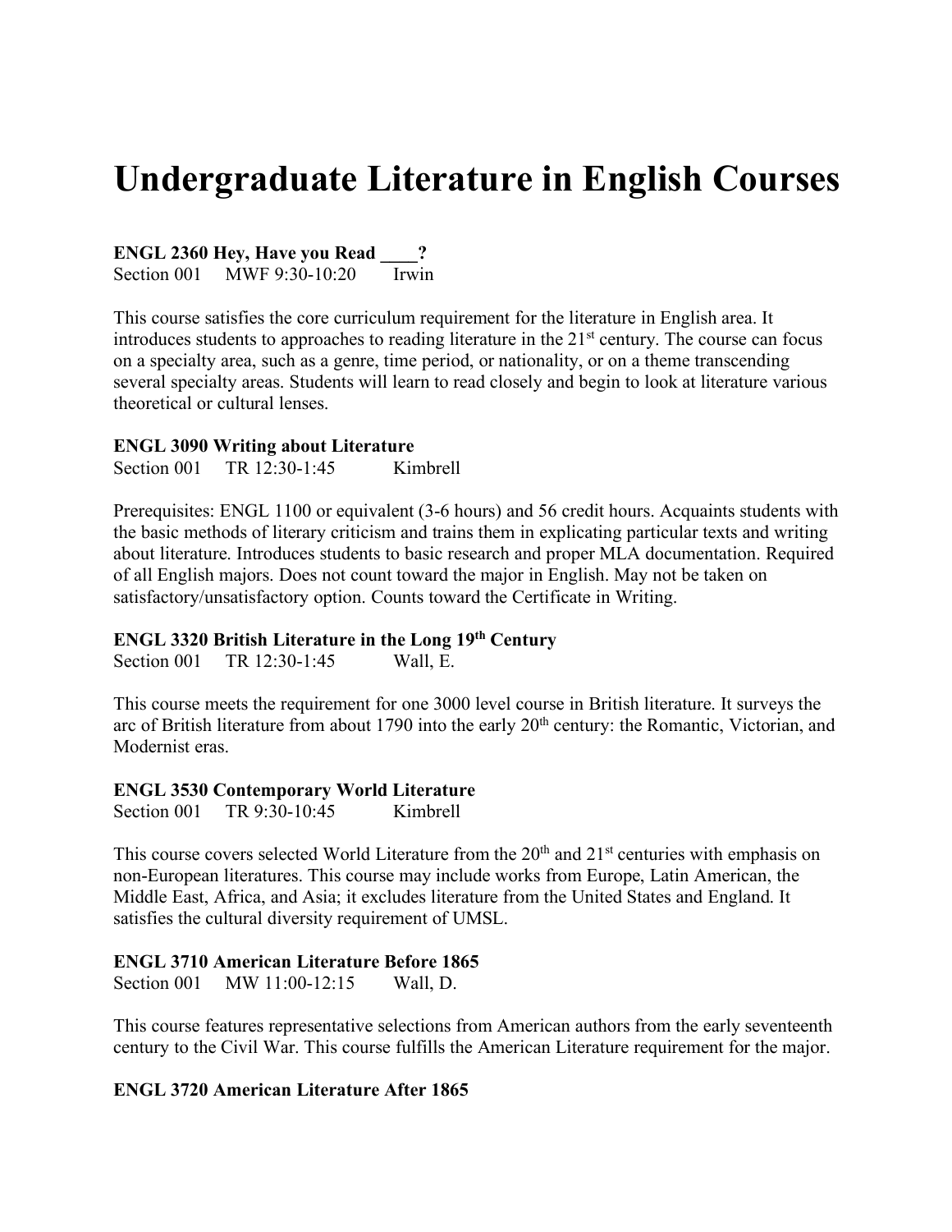# Undergraduate Literature in English Courses

**ENGL 2360 Hey, Have you Read ____?**
Section 001 MWF 9:30-10:20 Irwin

This course satisfies the core curriculum requirement for the literature in English area. It introduces students to approaches to reading literature in the 21st century. The course can focus on a specialty area, such as a genre, time period, or nationality, or on a theme transcending several specialty areas. Students will learn to read closely and begin to look at literature various theoretical or cultural lenses.

**ENGL 3090 Writing about Literature**
Section 001 TR 12:30-1:45 Kimbrell

Prerequisites: ENGL 1100 or equivalent (3-6 hours) and 56 credit hours. Acquaints students with the basic methods of literary criticism and trains them in explicating particular texts and writing about literature. Introduces students to basic research and proper MLA documentation. Required of all English majors. Does not count toward the major in English. May not be taken on satisfactory/unsatisfactory option. Counts toward the Certificate in Writing.

**ENGL 3320 British Literature in the Long 19th Century**
Section 001 TR 12:30-1:45 Wall, E.

This course meets the requirement for one 3000 level course in British literature. It surveys the arc of British literature from about 1790 into the early 20th century: the Romantic, Victorian, and Modernist eras.

**ENGL 3530 Contemporary World Literature**
Section 001 TR 9:30-10:45 Kimbrell

This course covers selected World Literature from the 20th and 21st centuries with emphasis on non-European literatures. This course may include works from Europe, Latin American, the Middle East, Africa, and Asia; it excludes literature from the United States and England. It satisfies the cultural diversity requirement of UMSL.

**ENGL 3710 American Literature Before 1865**
Section 001 MW 11:00-12:15 Wall, D.

This course features representative selections from American authors from the early seventeenth century to the Civil War. This course fulfills the American Literature requirement for the major.

**ENGL 3720 American Literature After 1865**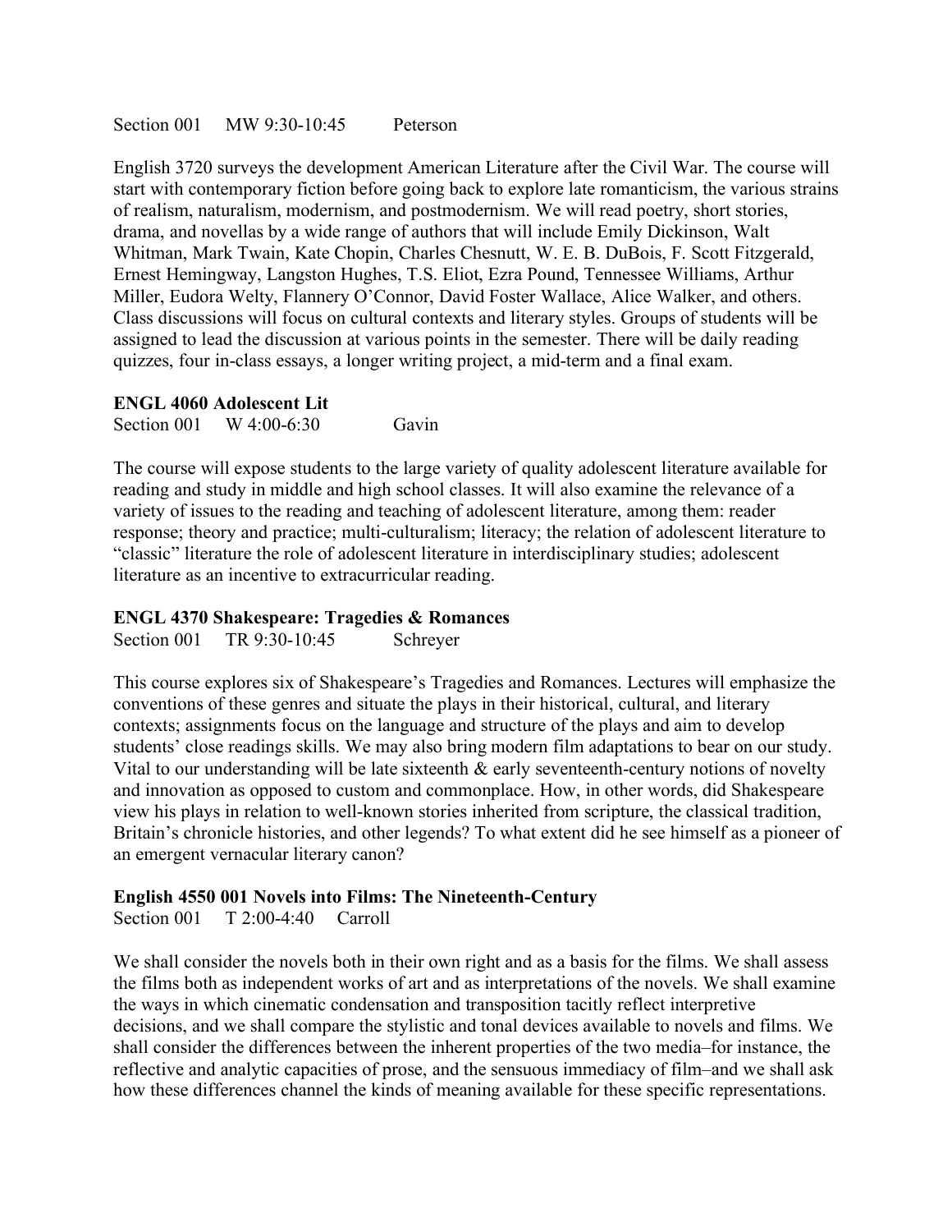Section 001 MW 9:30-10:45 Peterson

English 3720 surveys the development American Literature after the Civil War. The course will start with contemporary fiction before going back to explore late romanticism, the various strains of realism, naturalism, modernism, and postmodernism. We will read poetry, short stories, drama, and novellas by a wide range of authors that will include Emily Dickinson, Walt Whitman, Mark Twain, Kate Chopin, Charles Chesnutt, W. E. B. DuBois, F. Scott Fitzgerald, Ernest Hemingway, Langston Hughes, T.S. Eliot, Ezra Pound, Tennessee Williams, Arthur Miller, Eudora Welty, Flannery O'Connor, David Foster Wallace, Alice Walker, and others. Class discussions will focus on cultural contexts and literary styles. Groups of students will be assigned to lead the discussion at various points in the semester. There will be daily reading quizzes, four in-class essays, a longer writing project, a mid-term and a final exam.

**ENGL 4060 Adolescent Lit**

Section 001 W 4:00-6:30 Gavin

The course will expose students to the large variety of quality adolescent literature available for reading and study in middle and high school classes. It will also examine the relevance of a variety of issues to the reading and teaching of adolescent literature, among them: reader response; theory and practice; multi-culturalism; literacy; the relation of adolescent literature to "classic" literature the role of adolescent literature in interdisciplinary studies; adolescent literature as an incentive to extracurricular reading.

**ENGL 4370 Shakespeare: Tragedies & Romances**

Section 001 TR 9:30-10:45 Schreyer

This course explores six of Shakespeare's Tragedies and Romances. Lectures will emphasize the conventions of these genres and situate the plays in their historical, cultural, and literary contexts; assignments focus on the language and structure of the plays and aim to develop students' close readings skills. We may also bring modern film adaptations to bear on our study. Vital to our understanding will be late sixteenth & early seventeenth-century notions of novelty and innovation as opposed to custom and commonplace. How, in other words, did Shakespeare view his plays in relation to well-known stories inherited from scripture, the classical tradition, Britain's chronicle histories, and other legends? To what extent did he see himself as a pioneer of an emergent vernacular literary canon?

**English 4550 001 Novels into Films: The Nineteenth-Century**

Section 001 T 2:00-4:40 Carroll

We shall consider the novels both in their own right and as a basis for the films. We shall assess the films both as independent works of art and as interpretations of the novels. We shall examine the ways in which cinematic condensation and transposition tacitly reflect interpretive decisions, and we shall compare the stylistic and tonal devices available to novels and films. We shall consider the differences between the inherent properties of the two media–for instance, the reflective and analytic capacities of prose, and the sensuous immediacy of film–and we shall ask how these differences channel the kinds of meaning available for these specific representations.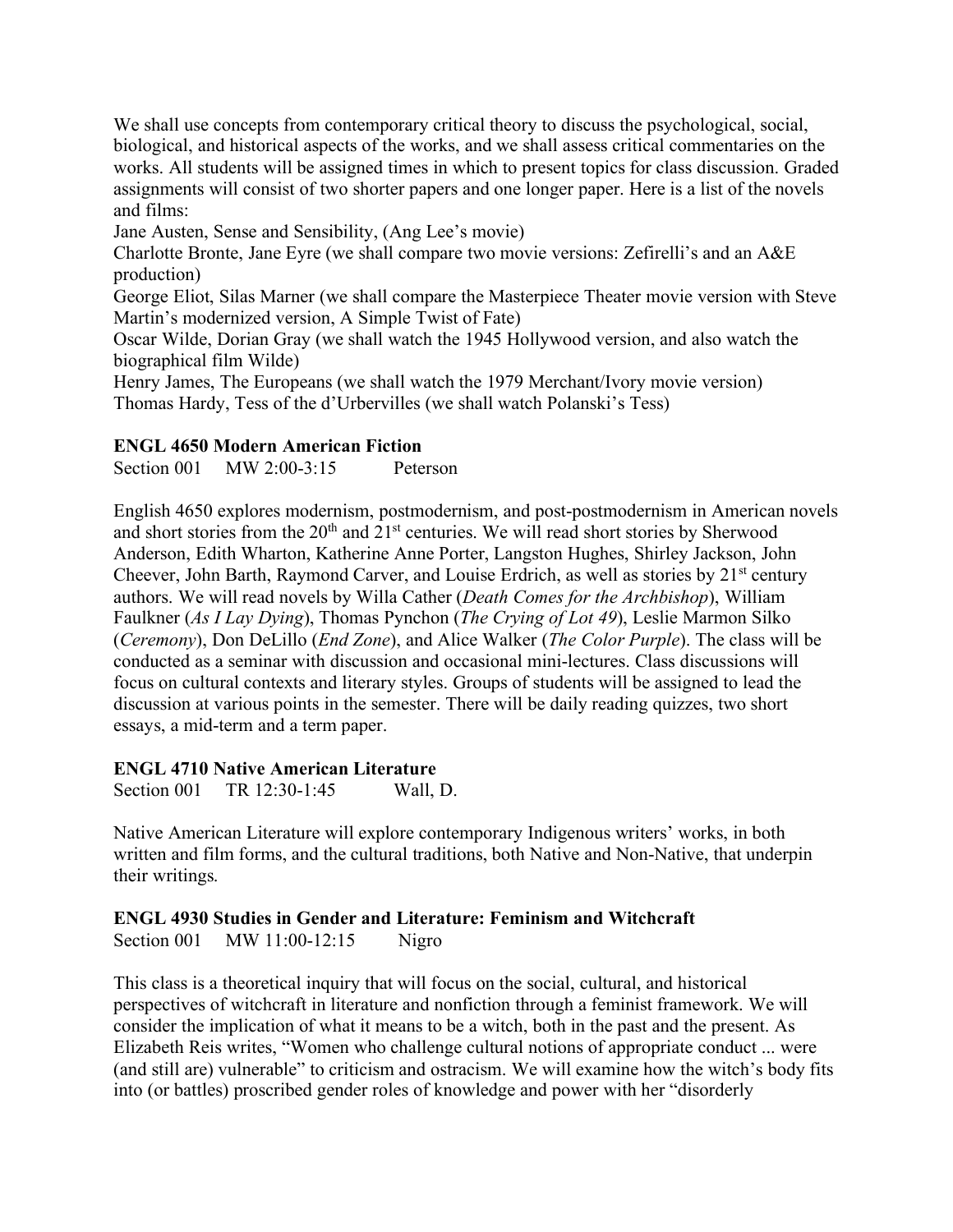We shall use concepts from contemporary critical theory to discuss the psychological, social, biological, and historical aspects of the works, and we shall assess critical commentaries on the works. All students will be assigned times in which to present topics for class discussion. Graded assignments will consist of two shorter papers and one longer paper. Here is a list of the novels and films:

Jane Austen, Sense and Sensibility, (Ang Lee's movie)

Charlotte Bronte, Jane Eyre (we shall compare two movie versions: Zefirelli's and an A&E production)

George Eliot, Silas Marner (we shall compare the Masterpiece Theater movie version with Steve Martin's modernized version, A Simple Twist of Fate)

Oscar Wilde, Dorian Gray (we shall watch the 1945 Hollywood version, and also watch the biographical film Wilde)

Henry James, The Europeans (we shall watch the 1979 Merchant/Ivory movie version)

Thomas Hardy, Tess of the d'Urbervilles (we shall watch Polanski's Tess)

**ENGL 4650 Modern American Fiction**

Section 001 MW 2:00-3:15 Peterson

English 4650 explores modernism, postmodernism, and post-postmodernism in American novels and short stories from the 20th and 21st centuries. We will read short stories by Sherwood Anderson, Edith Wharton, Katherine Anne Porter, Langston Hughes, Shirley Jackson, John Cheever, John Barth, Raymond Carver, and Louise Erdrich, as well as stories by 21st century authors. We will read novels by Willa Cather (*Death Comes for the Archbishop*), William Faulkner (*As I Lay Dying*), Thomas Pynchon (*The Crying of Lot 49*), Leslie Marmon Silko (*Ceremony*), Don DeLillo (*End Zone*), and Alice Walker (*The Color Purple*). The class will be conducted as a seminar with discussion and occasional mini-lectures. Class discussions will focus on cultural contexts and literary styles. Groups of students will be assigned to lead the discussion at various points in the semester. There will be daily reading quizzes, two short essays, a mid-term and a term paper.

**ENGL 4710 Native American Literature**

Section 001 TR 12:30-1:45 Wall, D.

Native American Literature will explore contemporary Indigenous writers' works, in both written and film forms, and the cultural traditions, both Native and Non-Native, that underpin their writings.

**ENGL 4930 Studies in Gender and Literature: Feminism and Witchcraft**

Section 001 MW 11:00-12:15 Nigro

This class is a theoretical inquiry that will focus on the social, cultural, and historical perspectives of witchcraft in literature and nonfiction through a feminist framework. We will consider the implication of what it means to be a witch, both in the past and the present. As Elizabeth Reis writes, "Women who challenge cultural notions of appropriate conduct ... were (and still are) vulnerable" to criticism and ostracism. We will examine how the witch's body fits into (or battles) proscribed gender roles of knowledge and power with her "disorderly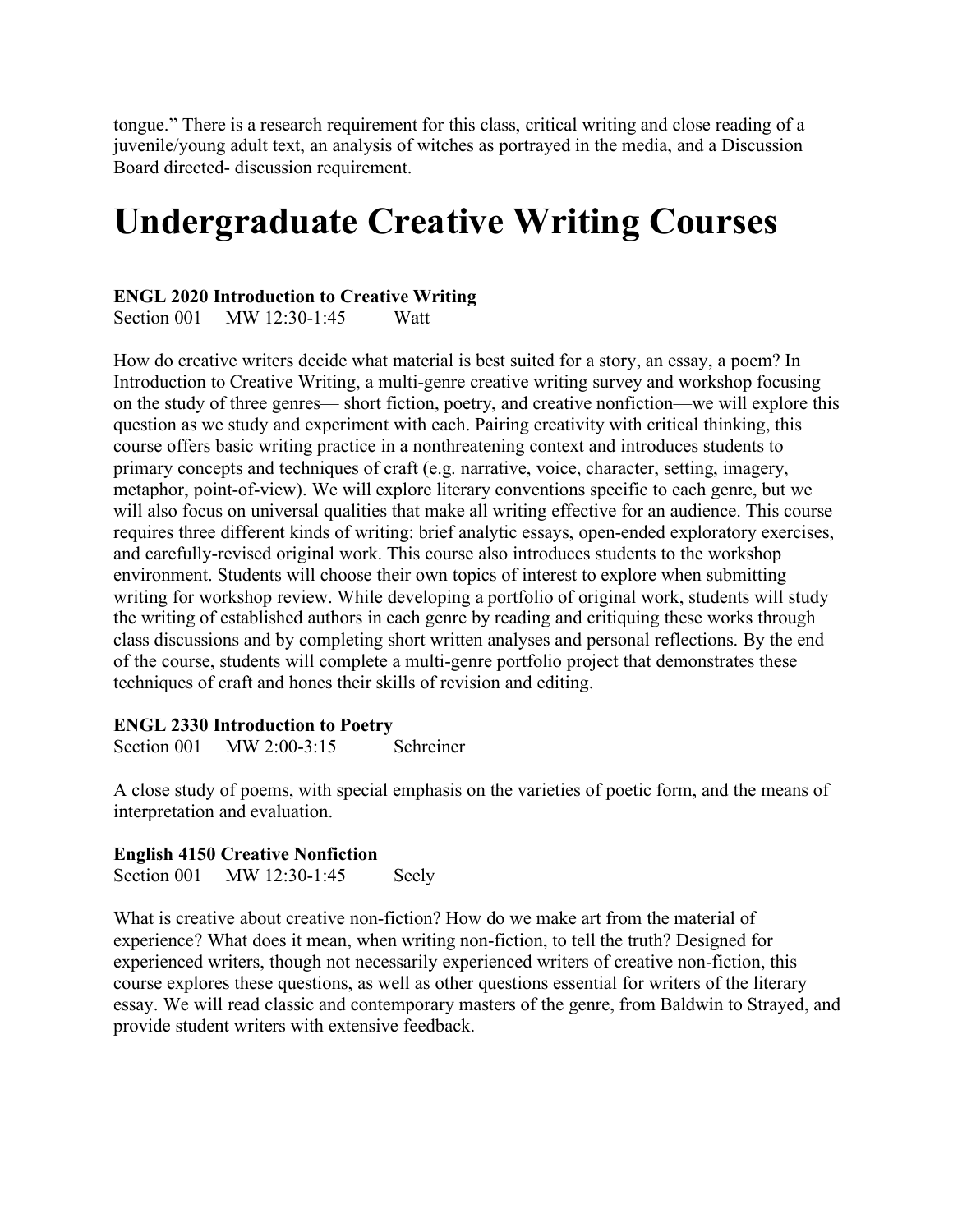tongue." There is a research requirement for this class, critical writing and close reading of a juvenile/young adult text, an analysis of witches as portrayed in the media, and a Discussion Board directed- discussion requirement.

# Undergraduate Creative Writing Courses

**ENGL 2020 Introduction to Creative Writing**
Section 001 MW 12:30-1:45 Watt

How do creative writers decide what material is best suited for a story, an essay, a poem? In Introduction to Creative Writing, a multi-genre creative writing survey and workshop focusing on the study of three genres— short fiction, poetry, and creative nonfiction—we will explore this question as we study and experiment with each. Pairing creativity with critical thinking, this course offers basic writing practice in a nonthreatening context and introduces students to primary concepts and techniques of craft (e.g. narrative, voice, character, setting, imagery, metaphor, point-of-view). We will explore literary conventions specific to each genre, but we will also focus on universal qualities that make all writing effective for an audience. This course requires three different kinds of writing: brief analytic essays, open-ended exploratory exercises, and carefully-revised original work. This course also introduces students to the workshop environment. Students will choose their own topics of interest to explore when submitting writing for workshop review. While developing a portfolio of original work, students will study the writing of established authors in each genre by reading and critiquing these works through class discussions and by completing short written analyses and personal reflections. By the end of the course, students will complete a multi-genre portfolio project that demonstrates these techniques of craft and hones their skills of revision and editing.

**ENGL 2330 Introduction to Poetry**
Section 001 MW 2:00-3:15 Schreiner

A close study of poems, with special emphasis on the varieties of poetic form, and the means of interpretation and evaluation.

**English 4150 Creative Nonfiction**
Section 001 MW 12:30-1:45 Seely

What is creative about creative non-fiction? How do we make art from the material of experience? What does it mean, when writing non-fiction, to tell the truth? Designed for experienced writers, though not necessarily experienced writers of creative non-fiction, this course explores these questions, as well as other questions essential for writers of the literary essay. We will read classic and contemporary masters of the genre, from Baldwin to Strayed, and provide student writers with extensive feedback.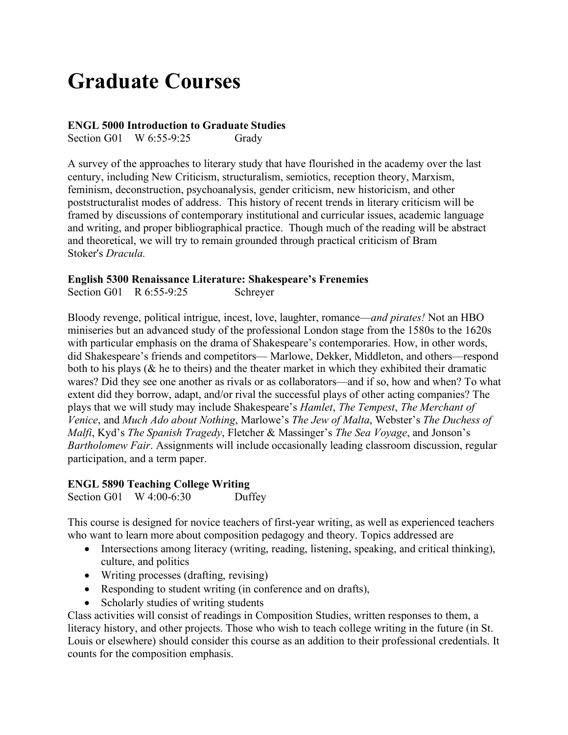# Graduate Courses

**ENGL 5000 Introduction to Graduate Studies**
Section G01 W 6:55-9:25 Grady

A survey of the approaches to literary study that have flourished in the academy over the last century, including New Criticism, structuralism, semiotics, reception theory, Marxism, feminism, deconstruction, psychoanalysis, gender criticism, new historicism, and other poststructuralist modes of address. This history of recent trends in literary criticism will be framed by discussions of contemporary institutional and curricular issues, academic language and writing, and proper bibliographical practice. Though much of the reading will be abstract and theoretical, we will try to remain grounded through practical criticism of Bram Stoker's *Dracula.*

**English 5300 Renaissance Literature: Shakespeare's Frenemies**
Section G01 R 6:55-9:25 Schreyer

Bloody revenge, political intrigue, incest, love, laughter, romance—*and pirates!* Not an HBO miniseries but an advanced study of the professional London stage from the 1580s to the 1620s with particular emphasis on the drama of Shakespeare's contemporaries. How, in other words, did Shakespeare's friends and competitors— Marlowe, Dekker, Middleton, and others—respond both to his plays (& he to theirs) and the theater market in which they exhibited their dramatic wares? Did they see one another as rivals or as collaborators—and if so, how and when? To what extent did they borrow, adapt, and/or rival the successful plays of other acting companies? The plays that we will study may include Shakespeare's *Hamlet*, *The Tempest*, *The Merchant of Venice*, and *Much Ado about Nothing*, Marlowe's *The Jew of Malta*, Webster's *The Duchess of Malfi*, Kyd's *The Spanish Tragedy*, Fletcher & Massinger's *The Sea Voyage*, and Jonson's *Bartholomew Fair*. Assignments will include occasionally leading classroom discussion, regular participation, and a term paper.

**ENGL 5890 Teaching College Writing**
Section G01 W 4:00-6:30 Duffey

This course is designed for novice teachers of first-year writing, as well as experienced teachers who want to learn more about composition pedagogy and theory. Topics addressed are

- Intersections among literacy (writing, reading, listening, speaking, and critical thinking), culture, and politics
- Writing processes (drafting, revising)
- Responding to student writing (in conference and on drafts),
- Scholarly studies of writing students

Class activities will consist of readings in Composition Studies, written responses to them, a literacy history, and other projects. Those who wish to teach college writing in the future (in St. Louis or elsewhere) should consider this course as an addition to their professional credentials. It counts for the composition emphasis.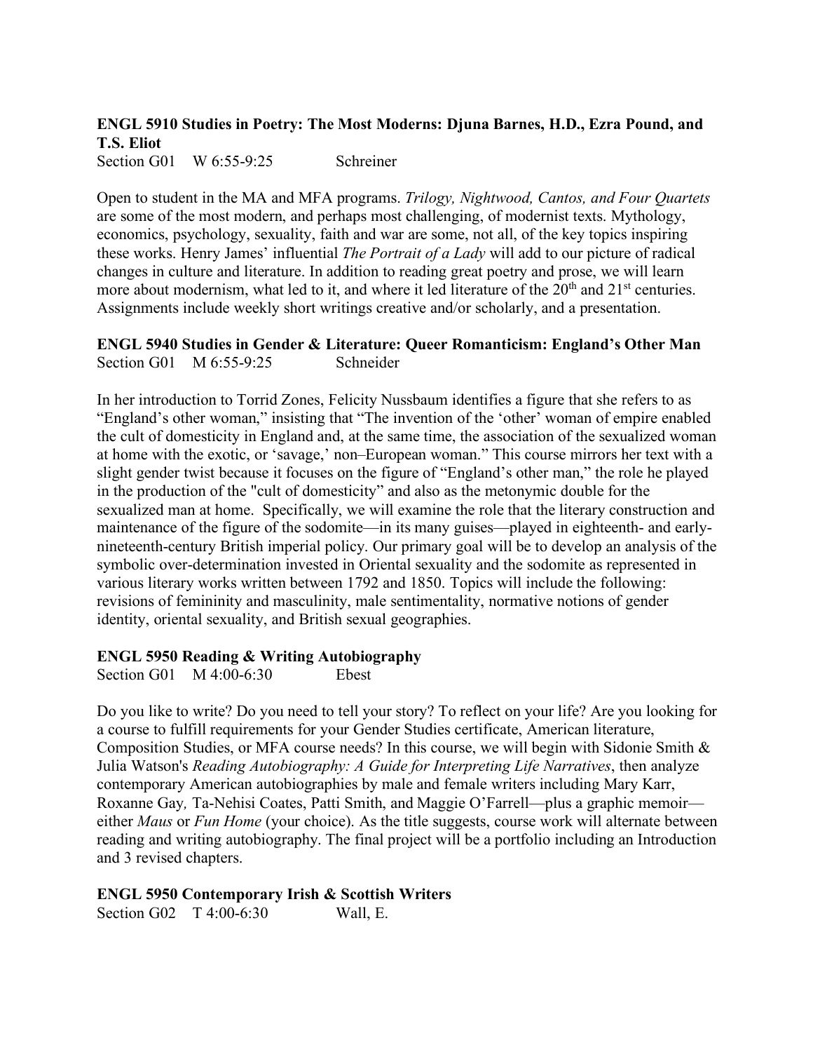**ENGL 5910 Studies in Poetry: The Most Moderns: Djuna Barnes, H.D., Ezra Pound, and T.S. Eliot**

Section G01 W 6:55-9:25 Schreiner

Open to student in the MA and MFA programs. *Trilogy, Nightwood, Cantos, and Four Quartets* are some of the most modern, and perhaps most challenging, of modernist texts. Mythology, economics, psychology, sexuality, faith and war are some, not all, of the key topics inspiring these works. Henry James' influential *The Portrait of a Lady* will add to our picture of radical changes in culture and literature. In addition to reading great poetry and prose, we will learn more about modernism, what led to it, and where it led literature of the 20th and 21st centuries. Assignments include weekly short writings creative and/or scholarly, and a presentation.

**ENGL 5940 Studies in Gender & Literature: Queer Romanticism: England's Other Man**

Section G01 M 6:55-9:25 Schneider

In her introduction to Torrid Zones, Felicity Nussbaum identifies a figure that she refers to as "England's other woman," insisting that "The invention of the 'other' woman of empire enabled the cult of domesticity in England and, at the same time, the association of the sexualized woman at home with the exotic, or 'savage,' non–European woman." This course mirrors her text with a slight gender twist because it focuses on the figure of "England's other man," the role he played in the production of the "cult of domesticity" and also as the metonymic double for the sexualized man at home. Specifically, we will examine the role that the literary construction and maintenance of the figure of the sodomite—in its many guises—played in eighteenth- and early-nineteenth-century British imperial policy. Our primary goal will be to develop an analysis of the symbolic over-determination invested in Oriental sexuality and the sodomite as represented in various literary works written between 1792 and 1850. Topics will include the following: revisions of femininity and masculinity, male sentimentality, normative notions of gender identity, oriental sexuality, and British sexual geographies.

**ENGL 5950 Reading & Writing Autobiography**

Section G01 M 4:00-6:30 Ebest

Do you like to write? Do you need to tell your story? To reflect on your life? Are you looking for a course to fulfill requirements for your Gender Studies certificate, American literature, Composition Studies, or MFA course needs? In this course, we will begin with Sidonie Smith & Julia Watson's *Reading Autobiography: A Guide for Interpreting Life Narratives*, then analyze contemporary American autobiographies by male and female writers including Mary Karr, Roxanne Gay*,* Ta-Nehisi Coates, Patti Smith, and Maggie O'Farrell—plus a graphic memoir—either *Maus* or *Fun Home* (your choice). As the title suggests, course work will alternate between reading and writing autobiography. The final project will be a portfolio including an Introduction and 3 revised chapters.

**ENGL 5950 Contemporary Irish & Scottish Writers**

Section G02 T 4:00-6:30 Wall, E.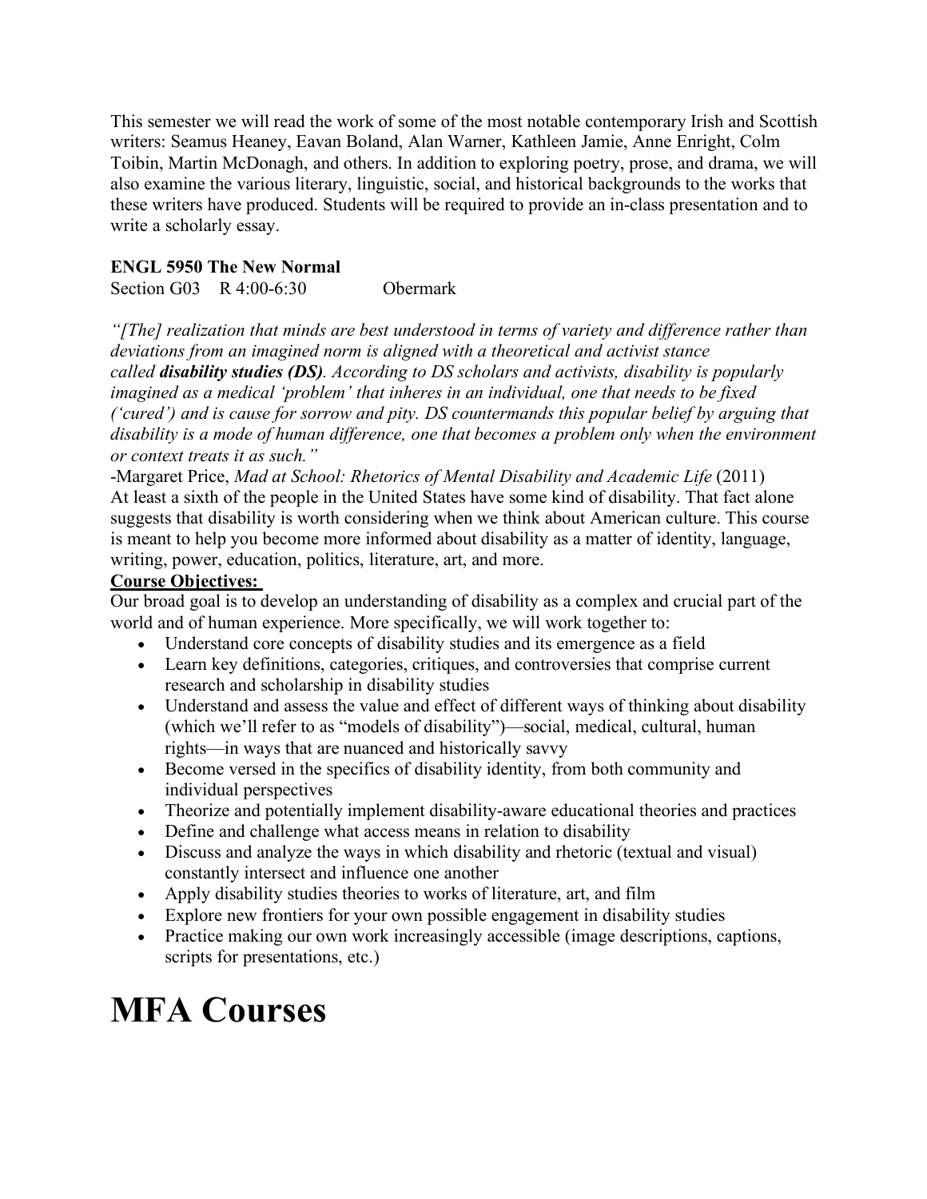This semester we will read the work of some of the most notable contemporary Irish and Scottish writers: Seamus Heaney, Eavan Boland, Alan Warner, Kathleen Jamie, Anne Enright, Colm Toibin, Martin McDonagh, and others. In addition to exploring poetry, prose, and drama, we will also examine the various literary, linguistic, social, and historical backgrounds to the works that these writers have produced. Students will be required to provide an in-class presentation and to write a scholarly essay.

**ENGL 5950 The New Normal**

Section G03 R 4:00-6:30 Obermark

*"[The] realization that minds are best understood in terms of variety and difference rather than deviations from an imagined norm is aligned with a theoretical and activist stance called **disability studies (DS)**. According to DS scholars and activists, disability is popularly imagined as a medical 'problem' that inheres in an individual, one that needs to be fixed ('cured') and is cause for sorrow and pity. DS countermands this popular belief by arguing that disability is a mode of human difference, one that becomes a problem only when the environment or context treats it as such."*

-Margaret Price, *Mad at School: Rhetorics of Mental Disability and Academic Life* (2011)

At least a sixth of the people in the United States have some kind of disability. That fact alone suggests that disability is worth considering when we think about American culture. This course is meant to help you become more informed about disability as a matter of identity, language, writing, power, education, politics, literature, art, and more.

**Course Objectives:**

Our broad goal is to develop an understanding of disability as a complex and crucial part of the world and of human experience. More specifically, we will work together to:

- Understand core concepts of disability studies and its emergence as a field
- Learn key definitions, categories, critiques, and controversies that comprise current research and scholarship in disability studies
- Understand and assess the value and effect of different ways of thinking about disability (which we'll refer to as "models of disability")—social, medical, cultural, human rights—in ways that are nuanced and historically savvy
- Become versed in the specifics of disability identity, from both community and individual perspectives
- Theorize and potentially implement disability-aware educational theories and practices
- Define and challenge what access means in relation to disability
- Discuss and analyze the ways in which disability and rhetoric (textual and visual) constantly intersect and influence one another
- Apply disability studies theories to works of literature, art, and film
- Explore new frontiers for your own possible engagement in disability studies
- Practice making our own work increasingly accessible (image descriptions, captions, scripts for presentations, etc.)

# MFA Courses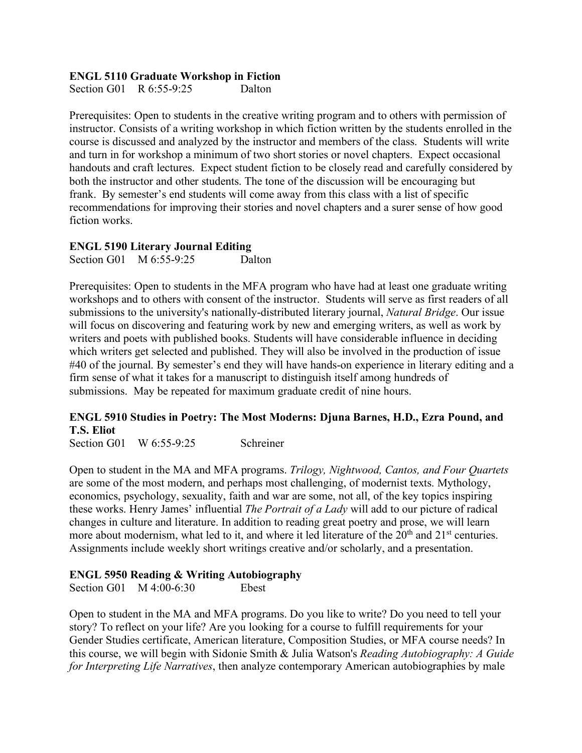**ENGL 5110 Graduate Workshop in Fiction**
Section G01 R 6:55-9:25 Dalton

Prerequisites: Open to students in the creative writing program and to others with permission of instructor. Consists of a writing workshop in which fiction written by the students enrolled in the course is discussed and analyzed by the instructor and members of the class. Students will write and turn in for workshop a minimum of two short stories or novel chapters. Expect occasional handouts and craft lectures. Expect student fiction to be closely read and carefully considered by both the instructor and other students. The tone of the discussion will be encouraging but frank. By semester's end students will come away from this class with a list of specific recommendations for improving their stories and novel chapters and a surer sense of how good fiction works.

**ENGL 5190 Literary Journal Editing**
Section G01 M 6:55-9:25 Dalton

Prerequisites: Open to students in the MFA program who have had at least one graduate writing workshops and to others with consent of the instructor. Students will serve as first readers of all submissions to the university's nationally-distributed literary journal, *Natural Bridge*. Our issue will focus on discovering and featuring work by new and emerging writers, as well as work by writers and poets with published books. Students will have considerable influence in deciding which writers get selected and published. They will also be involved in the production of issue #40 of the journal. By semester's end they will have hands-on experience in literary editing and a firm sense of what it takes for a manuscript to distinguish itself among hundreds of submissions. May be repeated for maximum graduate credit of nine hours.

**ENGL 5910 Studies in Poetry: The Most Moderns: Djuna Barnes, H.D., Ezra Pound, and T.S. Eliot**
Section G01 W 6:55-9:25 Schreiner

Open to student in the MA and MFA programs. *Trilogy, Nightwood, Cantos, and Four Quartets* are some of the most modern, and perhaps most challenging, of modernist texts. Mythology, economics, psychology, sexuality, faith and war are some, not all, of the key topics inspiring these works. Henry James' influential *The Portrait of a Lady* will add to our picture of radical changes in culture and literature. In addition to reading great poetry and prose, we will learn more about modernism, what led to it, and where it led literature of the 20th and 21st centuries. Assignments include weekly short writings creative and/or scholarly, and a presentation.

**ENGL 5950 Reading & Writing Autobiography**
Section G01 M 4:00-6:30 Ebest

Open to student in the MA and MFA programs. Do you like to write? Do you need to tell your story? To reflect on your life? Are you looking for a course to fulfill requirements for your Gender Studies certificate, American literature, Composition Studies, or MFA course needs? In this course, we will begin with Sidonie Smith & Julia Watson's *Reading Autobiography: A Guide for Interpreting Life Narratives*, then analyze contemporary American autobiographies by male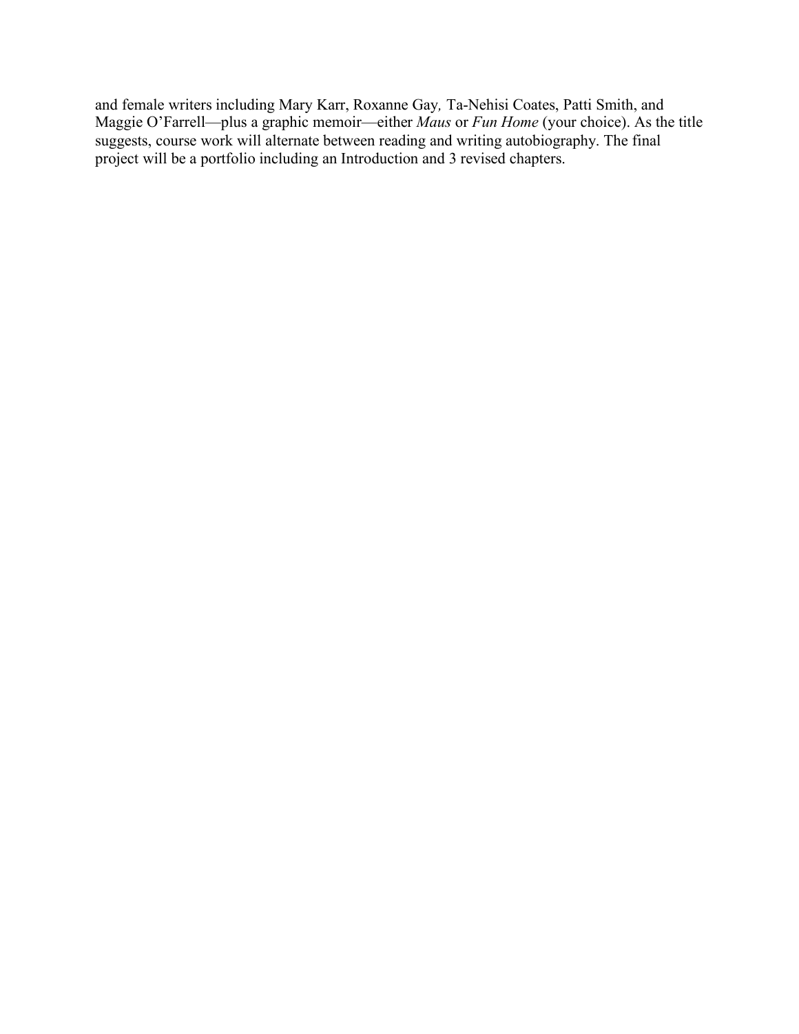and female writers including Mary Karr, Roxanne Gay*,* Ta-Nehisi Coates, Patti Smith, and Maggie O'Farrell—plus a graphic memoir—either *Maus* or *Fun Home* (your choice). As the title suggests, course work will alternate between reading and writing autobiography. The final project will be a portfolio including an Introduction and 3 revised chapters.